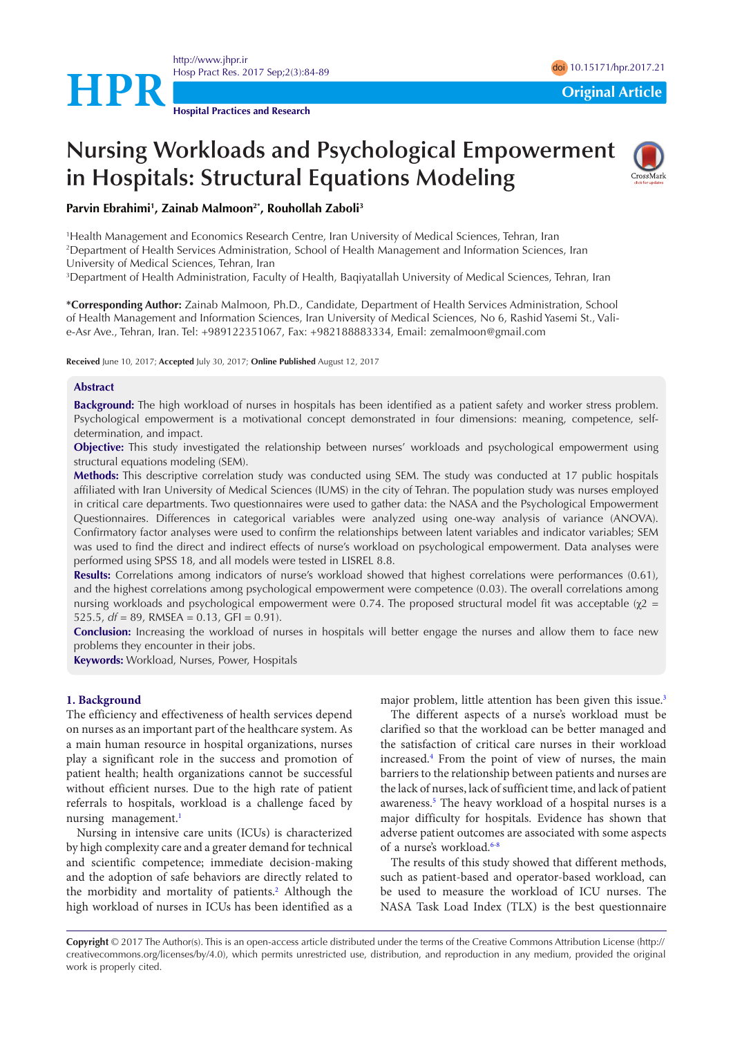# Nursing Workloads and Psychological Empowerment in Hospitals: Structural Equations Modeling

**Parvin Ebrahimi[1], Zainab Malmoon[2*], Rouhollah Zaboli[3]**

[1]Health Management and Economics Research Centre, Iran University of Medical Sciences, Tehran, Iran
[2]Department of Health Services Administration, School of Health Management and Information Sciences, Iran University of Medical Sciences, Tehran, Iran
[3]Department of Health Administration, Faculty of Health, Baqiyatallah University of Medical Sciences, Tehran, Iran

**\*Corresponding Author:** Zainab Malmoon, Ph.D., Candidate, Department of Health Services Administration, School of Health Management and Information Sciences, Iran University of Medical Sciences, No 6, Rashid Yasemi St., Vali-e-Asr Ave., Tehran, Iran. Tel: +989122351067, Fax: +982188883334, Email: zemalmoon@gmail.com

**Received** June 10, 2017; **Accepted** July 30, 2017; **Online Published** August 12, 2017

## Abstract

**Background:** The high workload of nurses in hospitals has been identified as a patient safety and worker stress problem. Psychological empowerment is a motivational concept demonstrated in four dimensions: meaning, competence, self-determination, and impact.

**Objective:** This study investigated the relationship between nurses' workloads and psychological empowerment using structural equations modeling (SEM).

**Methods:** This descriptive correlation study was conducted using SEM. The study was conducted at 17 public hospitals affiliated with Iran University of Medical Sciences (IUMS) in the city of Tehran. The population study was nurses employed in critical care departments. Two questionnaires were used to gather data: the NASA and the Psychological Empowerment Questionnaires. Differences in categorical variables were analyzed using one-way analysis of variance (ANOVA). Confirmatory factor analyses were used to confirm the relationships between latent variables and indicator variables; SEM was used to find the direct and indirect effects of nurse's workload on psychological empowerment. Data analyses were performed using SPSS 18, and all models were tested in LISREL 8.8.

**Results:** Correlations among indicators of nurse's workload showed that highest correlations were performances (0.61), and the highest correlations among psychological empowerment were competence (0.03). The overall correlations among nursing workloads and psychological empowerment were 0.74. The proposed structural model fit was acceptable ($\chi 2$ = 525.5, *df* = 89, RMSEA = 0.13, GFI = 0.91).

**Conclusion:** Increasing the workload of nurses in hospitals will better engage the nurses and allow them to face new problems they encounter in their jobs.

**Keywords:** Workload, Nurses, Power, Hospitals

## 1. Background

The efficiency and effectiveness of health services depend on nurses as an important part of the healthcare system. As a main human resource in hospital organizations, nurses play a significant role in the success and promotion of patient health; health organizations cannot be successful without efficient nurses. Due to the high rate of patient referrals to hospitals, workload is a challenge faced by nursing management.[1]

Nursing in intensive care units (ICUs) is characterized by high complexity care and a greater demand for technical and scientific competence; immediate decision-making and the adoption of safe behaviors are directly related to the morbidity and mortality of patients.[2] Although the high workload of nurses in ICUs has been identified as a major problem, little attention has been given this issue.[3]

The different aspects of a nurse's workload must be clarified so that the workload can be better managed and the satisfaction of critical care nurses in their workload increased.[4] From the point of view of nurses, the main barriers to the relationship between patients and nurses are the lack of nurses, lack of sufficient time, and lack of patient awareness.[5] The heavy workload of a hospital nurses is a major difficulty for hospitals. Evidence has shown that adverse patient outcomes are associated with some aspects of a nurse's workload.[6-8]

The results of this study showed that different methods, such as patient-based and operator-based workload, can be used to measure the workload of ICU nurses. The NASA Task Load Index (TLX) is the best questionnaire

**Copyright** © 2017 The Author(s). This is an open-access article distributed under the terms of the Creative Commons Attribution License (http://creativecommons.org/licenses/by/4.0), which permits unrestricted use, distribution, and reproduction in any medium, provided the original work is properly cited.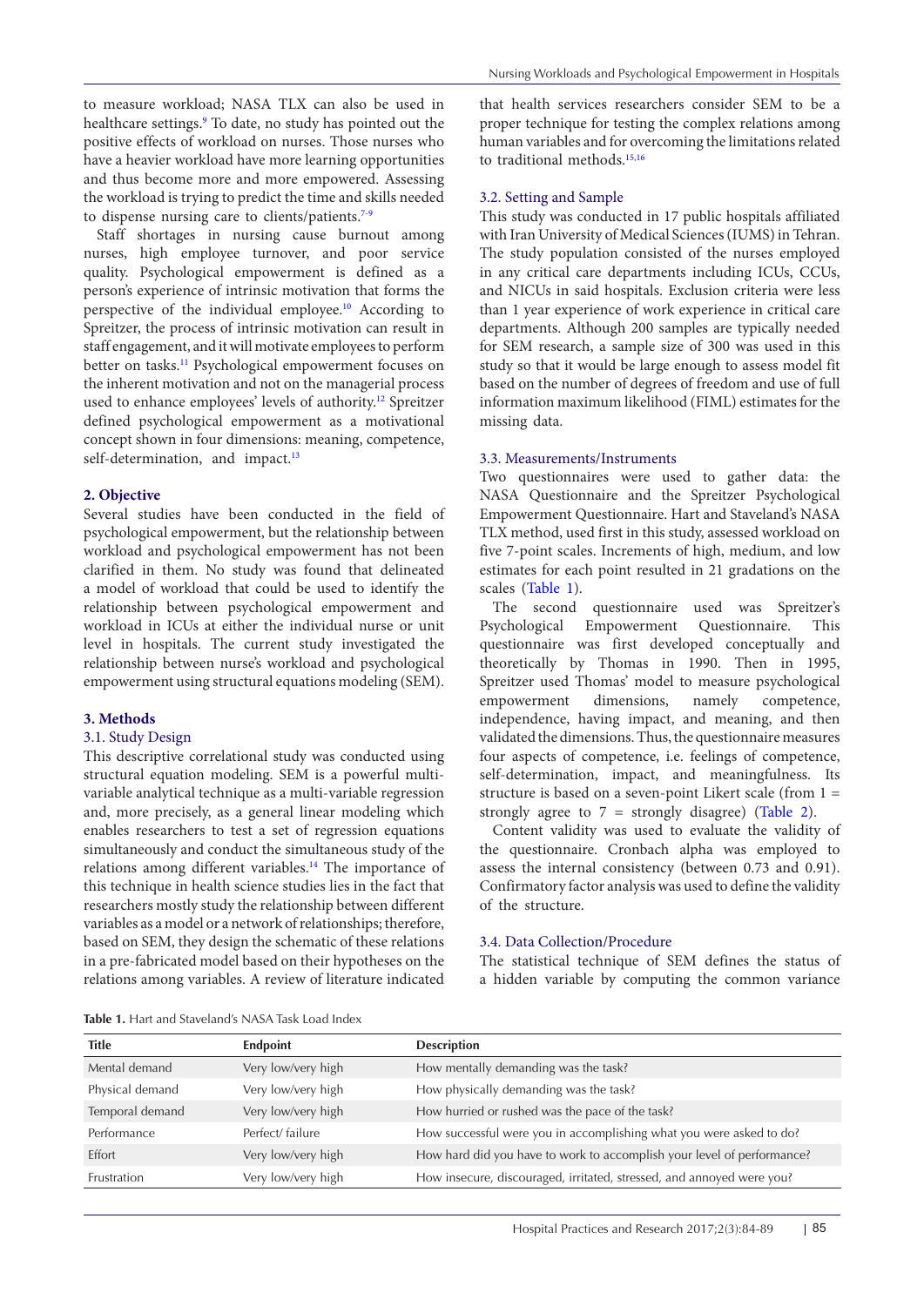to measure workload; NASA TLX can also be used in healthcare settings.[9] To date, no study has pointed out the positive effects of workload on nurses. Those nurses who have a heavier workload have more learning opportunities and thus become more and more empowered. Assessing the workload is trying to predict the time and skills needed to dispense nursing care to clients/patients.[7-9]

Staff shortages in nursing cause burnout among nurses, high employee turnover, and poor service quality. Psychological empowerment is defined as a person's experience of intrinsic motivation that forms the perspective of the individual employee.[10] According to Spreitzer, the process of intrinsic motivation can result in staff engagement, and it will motivate employees to perform better on tasks.[11] Psychological empowerment focuses on the inherent motivation and not on the managerial process used to enhance employees' levels of authority.[12] Spreitzer defined psychological empowerment as a motivational concept shown in four dimensions: meaning, competence, self-determination, and impact.[13]

## 2. Objective

Several studies have been conducted in the field of psychological empowerment, but the relationship between workload and psychological empowerment has not been clarified in them. No study was found that delineated a model of workload that could be used to identify the relationship between psychological empowerment and workload in ICUs at either the individual nurse or unit level in hospitals. The current study investigated the relationship between nurse's workload and psychological empowerment using structural equations modeling (SEM).

## 3. Methods

### 3.1. Study Design

This descriptive correlational study was conducted using structural equation modeling. SEM is a powerful multi-variable analytical technique as a multi-variable regression and, more precisely, as a general linear modeling which enables researchers to test a set of regression equations simultaneously and conduct the simultaneous study of the relations among different variables.[14] The importance of this technique in health science studies lies in the fact that researchers mostly study the relationship between different variables as a model or a network of relationships; therefore, based on SEM, they design the schematic of these relations in a pre-fabricated model based on their hypotheses on the relations among variables. A review of literature indicated that health services researchers consider SEM to be a proper technique for testing the complex relations among human variables and for overcoming the limitations related to traditional methods.[15,16]

### 3.2. Setting and Sample

This study was conducted in 17 public hospitals affiliated with Iran University of Medical Sciences (IUMS) in Tehran. The study population consisted of the nurses employed in any critical care departments including ICUs, CCUs, and NICUs in said hospitals. Exclusion criteria were less than 1 year experience of work experience in critical care departments. Although 200 samples are typically needed for SEM research, a sample size of 300 was used in this study so that it would be large enough to assess model fit based on the number of degrees of freedom and use of full information maximum likelihood (FIML) estimates for the missing data.

### 3.3. Measurements/Instruments

Two questionnaires were used to gather data: the NASA Questionnaire and the Spreitzer Psychological Empowerment Questionnaire. Hart and Staveland's NASA TLX method, used first in this study, assessed workload on five 7-point scales. Increments of high, medium, and low estimates for each point resulted in 21 gradations on the scales (Table 1).

The second questionnaire used was Spreitzer's Psychological Empowerment Questionnaire. This questionnaire was first developed conceptually and theoretically by Thomas in 1990. Then in 1995, Spreitzer used Thomas' model to measure psychological empowerment dimensions, namely competence, independence, having impact, and meaning, and then validated the dimensions. Thus, the questionnaire measures four aspects of competence, i.e. feelings of competence, self-determination, impact, and meaningfulness. Its structure is based on a seven-point Likert scale (from 1 = strongly agree to 7 = strongly disagree) (Table 2).

Content validity was used to evaluate the validity of the questionnaire. Cronbach alpha was employed to assess the internal consistency (between 0.73 and 0.91). Confirmatory factor analysis was used to define the validity of the structure.

### 3.4. Data Collection/Procedure

The statistical technique of SEM defines the status of a hidden variable by computing the common variance

**Table 1.** Hart and Staveland's NASA Task Load Index

| Title | Endpoint | Description |
|---|---|---|
| Mental demand | Very low/very high | How mentally demanding was the task? |
| Physical demand | Very low/very high | How physically demanding was the task? |
| Temporal demand | Very low/very high | How hurried or rushed was the pace of the task? |
| Performance | Perfect/ failure | How successful were you in accomplishing what you were asked to do? |
| Effort | Very low/very high | How hard did you have to work to accomplish your level of performance? |
| Frustration | Very low/very high | How insecure, discouraged, irritated, stressed, and annoyed were you? |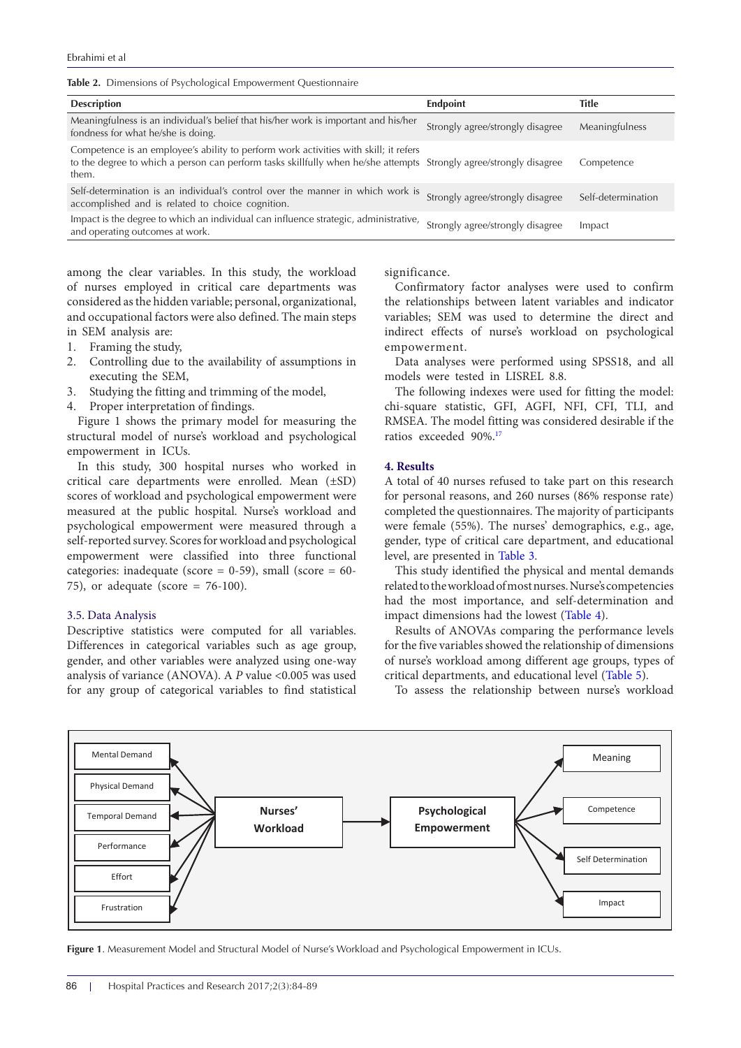**Table 2.** Dimensions of Psychological Empowerment Questionnaire

| Description | Endpoint | Title |
|---|---|---|
| Meaningfulness is an individual's belief that his/her work is important and his/her fondness for what he/she is doing. | Strongly agree/strongly disagree | Meaningfulness |
| Competence is an employee's ability to perform work activities with skill; it refers to the degree to which a person can perform tasks skillfully when he/she attempts them. | Strongly agree/strongly disagree | Competence |
| Self-determination is an individual's control over the manner in which work is accomplished and is related to choice cognition. | Strongly agree/strongly disagree | Self-determination |
| Impact is the degree to which an individual can influence strategic, administrative, and operating outcomes at work. | Strongly agree/strongly disagree | Impact |

among the clear variables. In this study, the workload of nurses employed in critical care departments was considered as the hidden variable; personal, organizational, and occupational factors were also defined. The main steps in SEM analysis are:

1. Framing the study,
2. Controlling due to the availability of assumptions in executing the SEM,
3. Studying the fitting and trimming of the model,
4. Proper interpretation of findings.

Figure 1 shows the primary model for measuring the structural model of nurse's workload and psychological empowerment in ICUs.

In this study, 300 hospital nurses who worked in critical care departments were enrolled. Mean (±SD) scores of workload and psychological empowerment were measured at the public hospital. Nurse's workload and psychological empowerment were measured through a self-reported survey. Scores for workload and psychological empowerment were classified into three functional categories: inadequate (score = 0-59), small (score = 60-75), or adequate (score = 76-100).

### 3.5. Data Analysis

Descriptive statistics were computed for all variables. Differences in categorical variables such as age group, gender, and other variables were analyzed using one-way analysis of variance (ANOVA). A *P* value <0.005 was used for any group of categorical variables to find statistical significance.

Confirmatory factor analyses were used to confirm the relationships between latent variables and indicator variables; SEM was used to determine the direct and indirect effects of nurse's workload on psychological empowerment.

Data analyses were performed using SPSS18, and all models were tested in LISREL 8.8.

The following indexes were used for fitting the model: chi-square statistic, GFI, AGFI, NFI, CFI, TLI, and RMSEA. The model fitting was considered desirable if the ratios exceeded 90%.[17]

## 4. Results

A total of 40 nurses refused to take part on this research for personal reasons, and 260 nurses (86% response rate) completed the questionnaires. The majority of participants were female (55%). The nurses' demographics, e.g., age, gender, type of critical care department, and educational level, are presented in Table 3.

This study identified the physical and mental demands related to the workload of most nurses. Nurse's competencies had the most importance, and self-determination and impact dimensions had the lowest (Table 4).

Results of ANOVAs comparing the performance levels for the five variables showed the relationship of dimensions of nurse's workload among different age groups, types of critical departments, and educational level (Table 5).

To assess the relationship between nurse's workload

**Figure 1**. Measurement Model and Structural Model of Nurse's Workload and Psychological Empowerment in ICUs.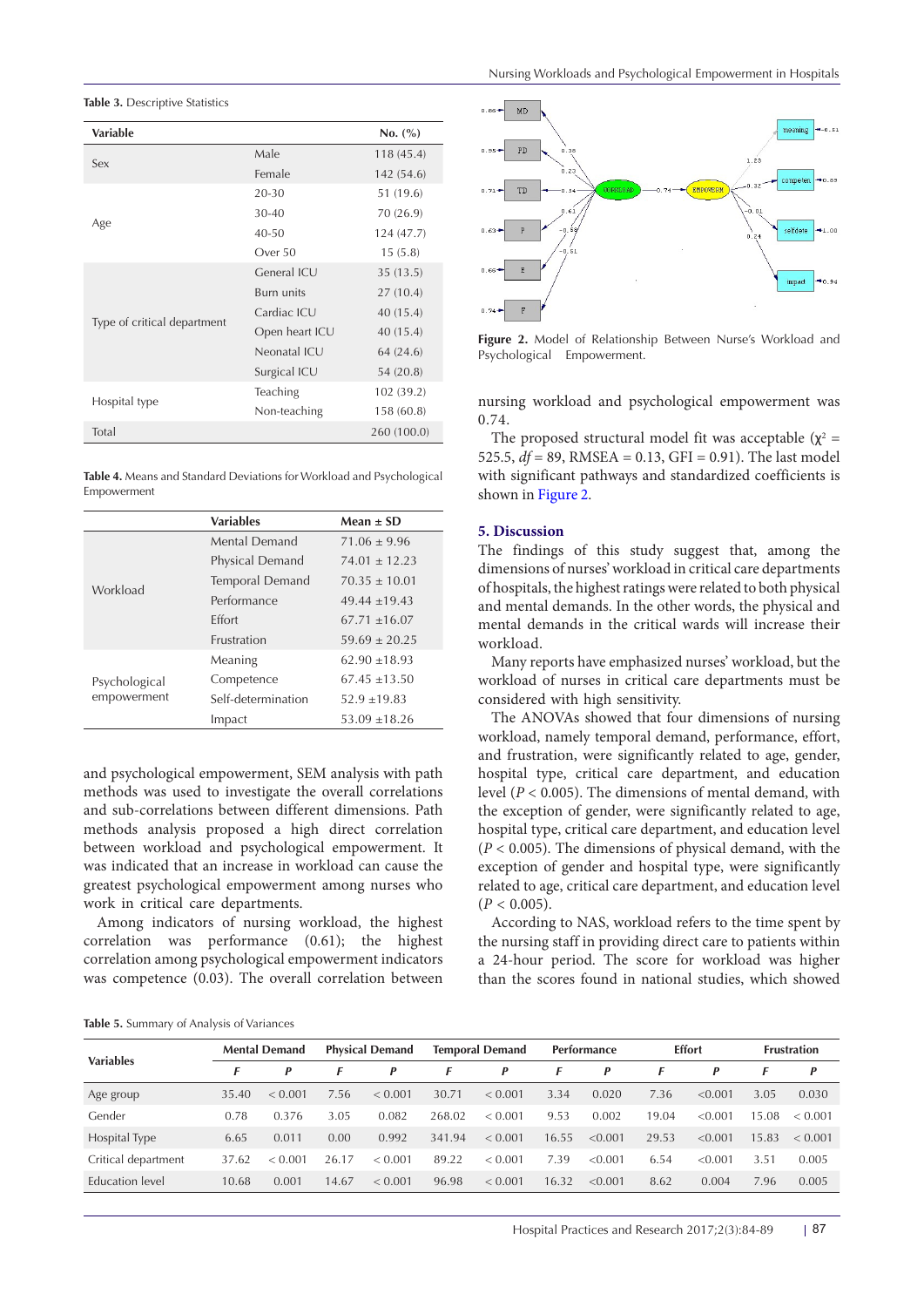**Table 3.** Descriptive Statistics

| Variable | | No. (%) |
|---|---|---|
| Sex | Male | 118 (45.4) |
| | Female | 142 (54.6) |
| Age | 20-30 | 51 (19.6) |
| | 30-40 | 70 (26.9) |
| | 40-50 | 124 (47.7) |
| | Over 50 | 15 (5.8) |
| Type of critical department | General ICU | 35 (13.5) |
| | Burn units | 27 (10.4) |
| | Cardiac ICU | 40 (15.4) |
| | Open heart ICU | 40 (15.4) |
| | Neonatal ICU | 64 (24.6) |
| | Surgical ICU | 54 (20.8) |
| Hospital type | Teaching | 102 (39.2) |
| | Non-teaching | 158 (60.8) |
| Total | | 260 (100.0) |

**Table 4.** Means and Standard Deviations for Workload and Psychological Empowerment

| | Variables | Mean ± SD |
|---|---|---|
| Workload | Mental Demand | 71.06 ± 9.96 |
| | Physical Demand | 74.01 ± 12.23 |
| | Temporal Demand | 70.35 ± 10.01 |
| | Performance | 49.44 ±19.43 |
| | Effort | 67.71 ±16.07 |
| | Frustration | 59.69 ± 20.25 |
| Psychological empowerment | Meaning | 62.90 ±18.93 |
| | Competence | 67.45 ±13.50 |
| | Self-determination | 52.9 ±19.83 |
| | Impact | 53.09 ±18.26 |

and psychological empowerment, SEM analysis with path methods was used to investigate the overall correlations and sub-correlations between different dimensions. Path methods analysis proposed a high direct correlation between workload and psychological empowerment. It was indicated that an increase in workload can cause the greatest psychological empowerment among nurses who work in critical care departments.

Among indicators of nursing workload, the highest correlation was performance (0.61); the highest correlation among psychological empowerment indicators was competence (0.03). The overall correlation between nursing workload and psychological empowerment was 0.74.

The proposed structural model fit was acceptable ($\chi^2$ = 525.5, $df$ = 89, RMSEA = 0.13, GFI = 0.91). The last model with significant pathways and standardized coefficients is shown in Figure 2.

**Figure 2.** Model of Relationship Between Nurse's Workload and Psychological Empowerment.

## 5. Discussion

The findings of this study suggest that, among the dimensions of nurses' workload in critical care departments of hospitals, the highest ratings were related to both physical and mental demands. In the other words, the physical and mental demands in the critical wards will increase their workload.

Many reports have emphasized nurses' workload, but the workload of nurses in critical care departments must be considered with high sensitivity.

The ANOVAs showed that four dimensions of nursing workload, namely temporal demand, performance, effort, and frustration, were significantly related to age, gender, hospital type, critical care department, and education level ($P$ < 0.005). The dimensions of mental demand, with the exception of gender, were significantly related to age, hospital type, critical care department, and education level ($P$ < 0.005). The dimensions of physical demand, with the exception of gender and hospital type, were significantly related to age, critical care department, and education level ($P$ < 0.005).

According to NAS, workload refers to the time spent by the nursing staff in providing direct care to patients within a 24-hour period. The score for workload was higher than the scores found in national studies, which showed

**Table 5.** Summary of Analysis of Variances

| Variables | Mental Demand | | Physical Demand | | Temporal Demand | | Performance | | Effort | | Frustration | |
|---|---|---|---|---|---|---|---|---|---|---|---|---|
| | $F$ | $P$ | $F$ | $P$ | $F$ | $P$ | $F$ | $P$ | $F$ | $P$ | $F$ | $P$ |
| Age group | 35.40 | < 0.001 | 7.56 | < 0.001 | 30.71 | < 0.001 | 3.34 | 0.020 | 7.36 | <0.001 | 3.05 | 0.030 |
| Gender | 0.78 | 0.376 | 3.05 | 0.082 | 268.02 | < 0.001 | 9.53 | 0.002 | 19.04 | <0.001 | 15.08 | < 0.001 |
| Hospital Type | 6.65 | 0.011 | 0.00 | 0.992 | 341.94 | < 0.001 | 16.55 | <0.001 | 29.53 | <0.001 | 15.83 | < 0.001 |
| Critical department | 37.62 | < 0.001 | 26.17 | < 0.001 | 89.22 | < 0.001 | 7.39 | <0.001 | 6.54 | <0.001 | 3.51 | 0.005 |
| Education level | 10.68 | 0.001 | 14.67 | < 0.001 | 96.98 | < 0.001 | 16.32 | <0.001 | 8.62 | 0.004 | 7.96 | 0.005 |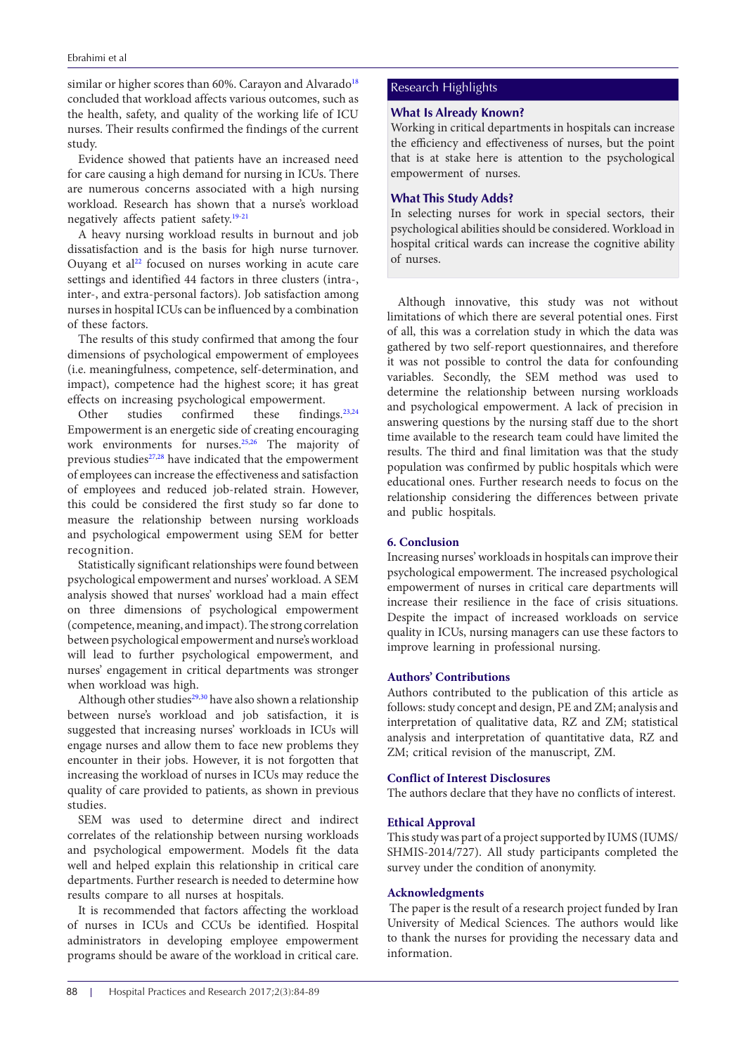similar or higher scores than 60%. Carayon and Alvarado[18] concluded that workload affects various outcomes, such as the health, safety, and quality of the working life of ICU nurses. Their results confirmed the findings of the current study.

Evidence showed that patients have an increased need for care causing a high demand for nursing in ICUs. There are numerous concerns associated with a high nursing workload. Research has shown that a nurse's workload negatively affects patient safety.[19-21]

A heavy nursing workload results in burnout and job dissatisfaction and is the basis for high nurse turnover. Ouyang et al[22] focused on nurses working in acute care settings and identified 44 factors in three clusters (intra-, inter-, and extra-personal factors). Job satisfaction among nurses in hospital ICUs can be influenced by a combination of these factors.

The results of this study confirmed that among the four dimensions of psychological empowerment of employees (i.e. meaningfulness, competence, self-determination, and impact), competence had the highest score; it has great effects on increasing psychological empowerment.

Other studies confirmed these findings.[23,24] Empowerment is an energetic side of creating encouraging work environments for nurses.[25,26] The majority of previous studies[27,28] have indicated that the empowerment of employees can increase the effectiveness and satisfaction of employees and reduced job-related strain. However, this could be considered the first study so far done to measure the relationship between nursing workloads and psychological empowerment using SEM for better recognition.

Statistically significant relationships were found between psychological empowerment and nurses' workload. A SEM analysis showed that nurses' workload had a main effect on three dimensions of psychological empowerment (competence, meaning, and impact). The strong correlation between psychological empowerment and nurse's workload will lead to further psychological empowerment, and nurses' engagement in critical departments was stronger when workload was high.

Although other studies[29,30] have also shown a relationship between nurse's workload and job satisfaction, it is suggested that increasing nurses' workloads in ICUs will engage nurses and allow them to face new problems they encounter in their jobs. However, it is not forgotten that increasing the workload of nurses in ICUs may reduce the quality of care provided to patients, as shown in previous studies.

SEM was used to determine direct and indirect correlates of the relationship between nursing workloads and psychological empowerment. Models fit the data well and helped explain this relationship in critical care departments. Further research is needed to determine how results compare to all nurses at hospitals.

It is recommended that factors affecting the workload of nurses in ICUs and CCUs be identified. Hospital administrators in developing employee empowerment programs should be aware of the workload in critical care.

> **Research Highlights**
>
> **What Is Already Known?**
>
> Working in critical departments in hospitals can increase the efficiency and effectiveness of nurses, but the point that is at stake here is attention to the psychological empowerment of nurses.
>
> **What This Study Adds?**
>
> In selecting nurses for work in special sectors, their psychological abilities should be considered. Workload in hospital critical wards can increase the cognitive ability of nurses.

Although innovative, this study was not without limitations of which there are several potential ones. First of all, this was a correlation study in which the data was gathered by two self-report questionnaires, and therefore it was not possible to control the data for confounding variables. Secondly, the SEM method was used to determine the relationship between nursing workloads and psychological empowerment. A lack of precision in answering questions by the nursing staff due to the short time available to the research team could have limited the results. The third and final limitation was that the study population was confirmed by public hospitals which were educational ones. Further research needs to focus on the relationship considering the differences between private and public hospitals.

## 6. Conclusion

Increasing nurses' workloads in hospitals can improve their psychological empowerment. The increased psychological empowerment of nurses in critical care departments will increase their resilience in the face of crisis situations. Despite the impact of increased workloads on service quality in ICUs, nursing managers can use these factors to improve learning in professional nursing.

## Authors' Contributions

Authors contributed to the publication of this article as follows: study concept and design, PE and ZM; analysis and interpretation of qualitative data, RZ and ZM; statistical analysis and interpretation of quantitative data, RZ and ZM; critical revision of the manuscript, ZM.

## Conflict of Interest Disclosures

The authors declare that they have no conflicts of interest.

## Ethical Approval

This study was part of a project supported by IUMS (IUMS/SHMIS-2014/727). All study participants completed the survey under the condition of anonymity.

## Acknowledgments

The paper is the result of a research project funded by Iran University of Medical Sciences. The authors would like to thank the nurses for providing the necessary data and information.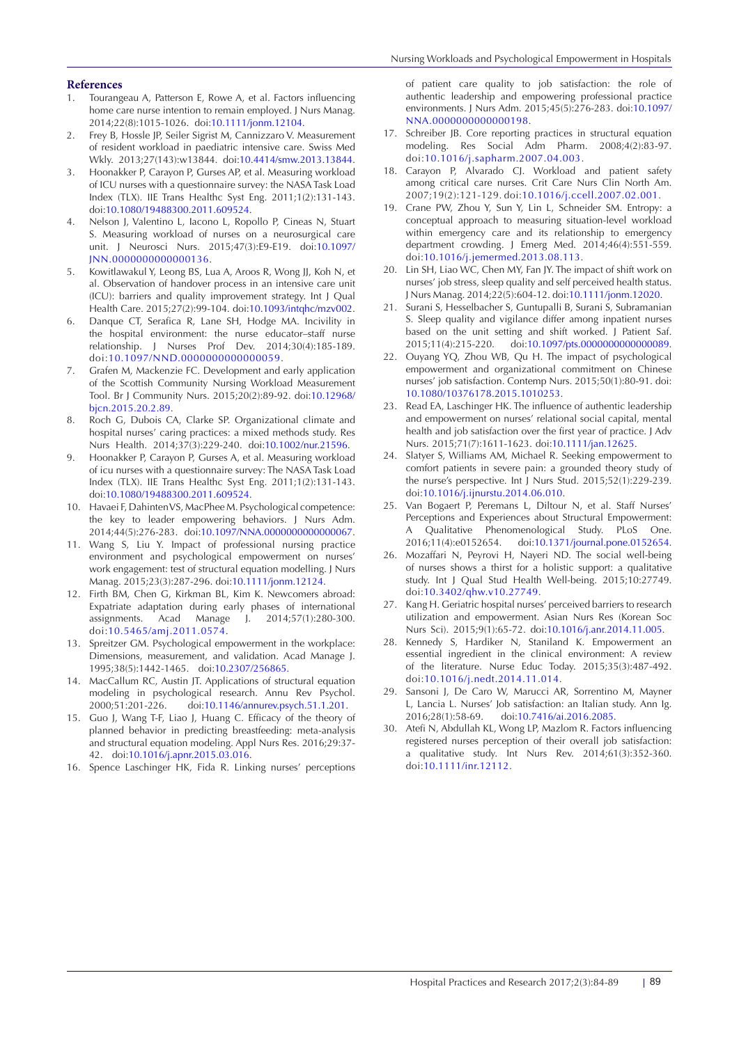## References

1. Tourangeau A, Patterson E, Rowe A, et al. Factors influencing home care nurse intention to remain employed. J Nurs Manag. 2014;22(8):1015-1026. doi:10.1111/jonm.12104.
2. Frey B, Hossle JP, Seiler Sigrist M, Cannizzaro V. Measurement of resident workload in paediatric intensive care. Swiss Med Wkly. 2013;27(143):w13844. doi:10.4414/smw.2013.13844.
3. Hoonakker P, Carayon P, Gurses AP, et al. Measuring workload of ICU nurses with a questionnaire survey: the NASA Task Load Index (TLX). IIE Trans Healthc Syst Eng. 2011;1(2):131-143. doi:10.1080/19488300.2011.609524.
4. Nelson J, Valentino L, Iacono L, Ropollo P, Cineas N, Stuart S. Measuring workload of nurses on a neurosurgical care unit. J Neurosci Nurs. 2015;47(3):E9-E19. doi:10.1097/JNN.0000000000000136.
5. Kowitlawakul Y, Leong BS, Lua A, Aroos R, Wong JJ, Koh N, et al. Observation of handover process in an intensive care unit (ICU): barriers and quality improvement strategy. Int J Qual Health Care. 2015;27(2):99-104. doi:10.1093/intqhc/mzv002.
6. Danque CT, Serafica R, Lane SH, Hodge MA. Incivility in the hospital environment: the nurse educator–staff nurse relationship. J Nurses Prof Dev. 2014;30(4):185-189. doi:10.1097/NND.0000000000000059.
7. Grafen M, Mackenzie FC. Development and early application of the Scottish Community Nursing Workload Measurement Tool. Br J Community Nurs. 2015;20(2):89-92. doi:10.12968/bjcn.2015.20.2.89.
8. Roch G, Dubois CA, Clarke SP. Organizational climate and hospital nurses' caring practices: a mixed methods study. Res Nurs Health. 2014;37(3):229-240. doi:10.1002/nur.21596.
9. Hoonakker P, Carayon P, Gurses A, et al. Measuring workload of icu nurses with a questionnaire survey: The NASA Task Load Index (TLX). IIE Trans Healthc Syst Eng. 2011;1(2):131-143. doi:10.1080/19488300.2011.609524.
10. Havaei F, Dahinten VS, MacPhee M. Psychological competence: the key to leader empowering behaviors. J Nurs Adm. 2014;44(5):276-283. doi:10.1097/NNA.0000000000000067.
11. Wang S, Liu Y. Impact of professional nursing practice environment and psychological empowerment on nurses' work engagement: test of structural equation modelling. J Nurs Manag. 2015;23(3):287-296. doi:10.1111/jonm.12124.
12. Firth BM, Chen G, Kirkman BL, Kim K. Newcomers abroad: Expatriate adaptation during early phases of international assignments. Acad Manage J. 2014;57(1):280-300. doi:10.5465/amj.2011.0574.
13. Spreitzer GM. Psychological empowerment in the workplace: Dimensions, measurement, and validation. Acad Manage J. 1995;38(5):1442-1465. doi:10.2307/256865.
14. MacCallum RC, Austin JT. Applications of structural equation modeling in psychological research. Annu Rev Psychol. 2000;51:201-226. doi:10.1146/annurev.psych.51.1.201.
15. Guo J, Wang T-F, Liao J, Huang C. Efficacy of the theory of planned behavior in predicting breastfeeding: meta-analysis and structural equation modeling. Appl Nurs Res. 2016;29:37-42. doi:10.1016/j.apnr.2015.03.016.
16. Spence Laschinger HK, Fida R. Linking nurses' perceptions of patient care quality to job satisfaction: the role of authentic leadership and empowering professional practice environments. J Nurs Adm. 2015;45(5):276-283. doi:10.1097/NNA.0000000000000198.
17. Schreiber JB. Core reporting practices in structural equation modeling. Res Social Adm Pharm. 2008;4(2):83-97. doi:10.1016/j.sapharm.2007.04.003.
18. Carayon P, Alvarado CJ. Workload and patient safety among critical care nurses. Crit Care Nurs Clin North Am. 2007;19(2):121-129. doi:10.1016/j.ccell.2007.02.001.
19. Crane PW, Zhou Y, Sun Y, Lin L, Schneider SM. Entropy: a conceptual approach to measuring situation-level workload within emergency care and its relationship to emergency department crowding. J Emerg Med. 2014;46(4):551-559. doi:10.1016/j.jemermed.2013.08.113.
20. Lin SH, Liao WC, Chen MY, Fan JY. The impact of shift work on nurses' job stress, sleep quality and self perceived health status. J Nurs Manag. 2014;22(5):604-12. doi:10.1111/jonm.12020.
21. Surani S, Hesselbacher S, Guntupalli B, Surani S, Subramanian S. Sleep quality and vigilance differ among inpatient nurses based on the unit setting and shift worked. J Patient Saf. 2015;11(4):215-220. doi:10.1097/pts.0000000000000089.
22. Ouyang YQ, Zhou WB, Qu H. The impact of psychological empowerment and organizational commitment on Chinese nurses' job satisfaction. Contemp Nurs. 2015;50(1):80-91. doi:10.1080/10376178.2015.1010253.
23. Read EA, Laschinger HK. The influence of authentic leadership and empowerment on nurses' relational social capital, mental health and job satisfaction over the first year of practice. J Adv Nurs. 2015;71(7):1611-1623. doi:10.1111/jan.12625.
24. Slatyer S, Williams AM, Michael R. Seeking empowerment to comfort patients in severe pain: a grounded theory study of the nurse's perspective. Int J Nurs Stud. 2015;52(1):229-239. doi:10.1016/j.ijnurstu.2014.06.010.
25. Van Bogaert P, Peremans L, Diltour N, et al. Staff Nurses' Perceptions and Experiences about Structural Empowerment: A Qualitative Phenomenological Study. PLoS One. 2016;11(4):e0152654. doi:10.1371/journal.pone.0152654.
26. Mozaffari N, Peyrovi H, Nayeri ND. The social well-being of nurses shows a thirst for a holistic support: a qualitative study. Int J Qual Stud Health Well-being. 2015;10:27749. doi:10.3402/qhw.v10.27749.
27. Kang H. Geriatric hospital nurses' perceived barriers to research utilization and empowerment. Asian Nurs Res (Korean Soc Nurs Sci). 2015;9(1):65-72. doi:10.1016/j.anr.2014.11.005.
28. Kennedy S, Hardiker N, Staniland K. Empowerment an essential ingredient in the clinical environment: A review of the literature. Nurse Educ Today. 2015;35(3):487-492. doi:10.1016/j.nedt.2014.11.014.
29. Sansoni J, De Caro W, Marucci AR, Sorrentino M, Mayner L, Lancia L. Nurses' Job satisfaction: an Italian study. Ann Ig. 2016;28(1):58-69. doi:10.7416/ai.2016.2085.
30. Atefi N, Abdullah KL, Wong LP, Mazlom R. Factors influencing registered nurses perception of their overall job satisfaction: a qualitative study. Int Nurs Rev. 2014;61(3):352-360. doi:10.1111/inr.12112.